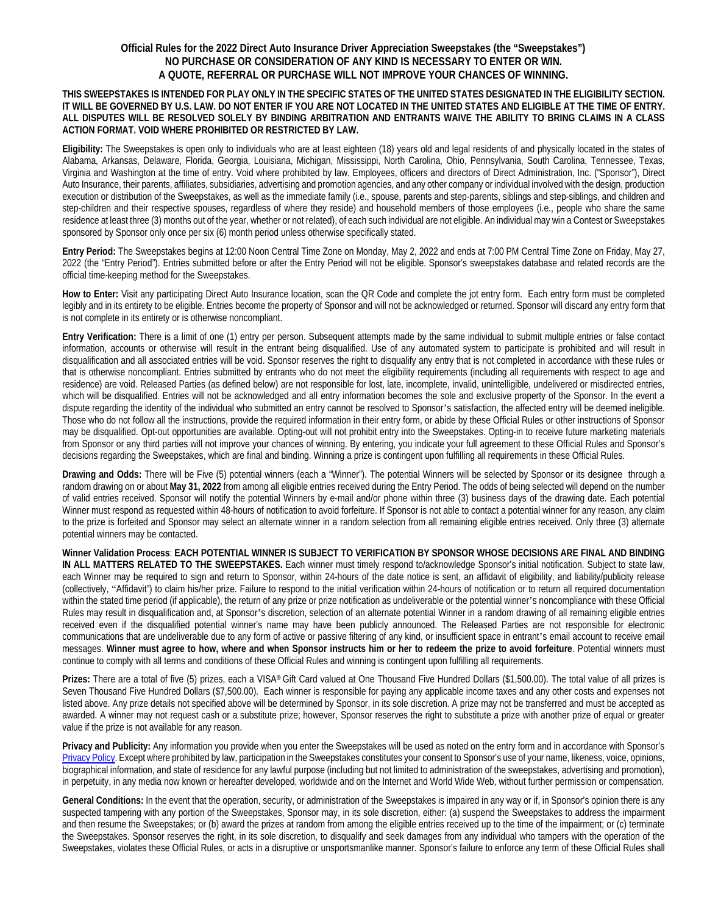# Official Rules for the 2022 Direct Auto Insurance Driver Appreciation Sweepstakes (the "Sweepstakes")

**NO PURCHASE OR CONSIDERATION OF ANY KIND IS NECESSARY TO ENTER OR WIN.**
**A QUOTE, REFERRAL OR PURCHASE WILL NOT IMPROVE YOUR CHANCES OF WINNING.**

**THIS SWEEPSTAKES IS INTENDED FOR PLAY ONLY IN THE SPECIFIC STATES OF THE UNITED STATES DESIGNATED IN THE ELIGIBILITY SECTION. IT WILL BE GOVERNED BY U.S. LAW. DO NOT ENTER IF YOU ARE NOT LOCATED IN THE UNITED STATES AND ELIGIBLE AT THE TIME OF ENTRY. ALL DISPUTES WILL BE RESOLVED SOLELY BY BINDING ARBITRATION AND ENTRANTS WAIVE THE ABILITY TO BRING CLAIMS IN A CLASS ACTION FORMAT. VOID WHERE PROHIBITED OR RESTRICTED BY LAW.**

**Eligibility:** The Sweepstakes is open only to individuals who are at least eighteen (18) years old and legal residents of and physically located in the states of Alabama, Arkansas, Delaware, Florida, Georgia, Louisiana, Michigan, Mississippi, North Carolina, Ohio, Pennsylvania, South Carolina, Tennessee, Texas, Virginia and Washington at the time of entry. Void where prohibited by law. Employees, officers and directors of Direct Administration, Inc. ("Sponsor"), Direct Auto Insurance, their parents, affiliates, subsidiaries, advertising and promotion agencies, and any other company or individual involved with the design, production execution or distribution of the Sweepstakes, as well as the immediate family (i.e., spouse, parents and step-parents, siblings and step-siblings, and children and step-children and their respective spouses, regardless of where they reside) and household members of those employees (i.e., people who share the same residence at least three (3) months out of the year, whether or not related), of each such individual are not eligible. An individual may win a Contest or Sweepstakes sponsored by Sponsor only once per six (6) month period unless otherwise specifically stated.

**Entry Period:** The Sweepstakes begins at 12:00 Noon Central Time Zone on Monday, May 2, 2022 and ends at 7:00 PM Central Time Zone on Friday, May 27, 2022 (the "Entry Period"). Entries submitted before or after the Entry Period will not be eligible. Sponsor's sweepstakes database and related records are the official time-keeping method for the Sweepstakes.

**How to Enter:** Visit any participating Direct Auto Insurance location, scan the QR Code and complete the jot entry form. Each entry form must be completed legibly and in its entirety to be eligible. Entries become the property of Sponsor and will not be acknowledged or returned. Sponsor will discard any entry form that is not complete in its entirety or is otherwise noncompliant.

**Entry Verification:** There is a limit of one (1) entry per person. Subsequent attempts made by the same individual to submit multiple entries or false contact information, accounts or otherwise will result in the entrant being disqualified. Use of any automated system to participate is prohibited and will result in disqualification and all associated entries will be void. Sponsor reserves the right to disqualify any entry that is not completed in accordance with these rules or that is otherwise noncompliant. Entries submitted by entrants who do not meet the eligibility requirements (including all requirements with respect to age and residence) are void. Released Parties (as defined below) are not responsible for lost, late, incomplete, invalid, unintelligible, undelivered or misdirected entries, which will be disqualified. Entries will not be acknowledged and all entry information becomes the sole and exclusive property of the Sponsor. In the event a dispute regarding the identity of the individual who submitted an entry cannot be resolved to Sponsor's satisfaction, the affected entry will be deemed ineligible. Those who do not follow all the instructions, provide the required information in their entry form, or abide by these Official Rules or other instructions of Sponsor may be disqualified. Opt-out opportunities are available. Opting-out will not prohibit entry into the Sweepstakes. Opting-in to receive future marketing materials from Sponsor or any third parties will not improve your chances of winning. By entering, you indicate your full agreement to these Official Rules and Sponsor's decisions regarding the Sweepstakes, which are final and binding. Winning a prize is contingent upon fulfilling all requirements in these Official Rules.

**Drawing and Odds:** There will be Five (5) potential winners (each a "Winner"). The potential Winners will be selected by Sponsor or its designee through a random drawing on or about **May 31, 2022** from among all eligible entries received during the Entry Period. The odds of being selected will depend on the number of valid entries received. Sponsor will notify the potential Winners by e-mail and/or phone within three (3) business days of the drawing date. Each potential Winner must respond as requested within 48-hours of notification to avoid forfeiture. If Sponsor is not able to contact a potential winner for any reason, any claim to the prize is forfeited and Sponsor may select an alternate winner in a random selection from all remaining eligible entries received. Only three (3) alternate potential winners may be contacted.

**Winner Validation Process**: **EACH POTENTIAL WINNER IS SUBJECT TO VERIFICATION BY SPONSOR WHOSE DECISIONS ARE FINAL AND BINDING IN ALL MATTERS RELATED TO THE SWEEPSTAKES.** Each winner must timely respond to/acknowledge Sponsor's initial notification. Subject to state law, each Winner may be required to sign and return to Sponsor, within 24-hours of the date notice is sent, an affidavit of eligibility, and liability/publicity release (collectively, "Affidavit") to claim his/her prize. Failure to respond to the initial verification within 24-hours of notification or to return all required documentation within the stated time period (if applicable), the return of any prize or prize notification as undeliverable or the potential winner's noncompliance with these Official Rules may result in disqualification and, at Sponsor's discretion, selection of an alternate potential Winner in a random drawing of all remaining eligible entries received even if the disqualified potential winner's name may have been publicly announced. The Released Parties are not responsible for electronic communications that are undeliverable due to any form of active or passive filtering of any kind, or insufficient space in entrant's email account to receive email messages. **Winner must agree to how, where and when Sponsor instructs him or her to redeem the prize to avoid forfeiture**. Potential winners must continue to comply with all terms and conditions of these Official Rules and winning is contingent upon fulfilling all requirements.

**Prizes:** There are a total of five (5) prizes, each a VISA® Gift Card valued at One Thousand Five Hundred Dollars ($1,500.00). The total value of all prizes is Seven Thousand Five Hundred Dollars ($7,500.00). Each winner is responsible for paying any applicable income taxes and any other costs and expenses not listed above. Any prize details not specified above will be determined by Sponsor, in its sole discretion. A prize may not be transferred and must be accepted as awarded. A winner may not request cash or a substitute prize; however, Sponsor reserves the right to substitute a prize with another prize of equal or greater value if the prize is not available for any reason.

**Privacy and Publicity:** Any information you provide when you enter the Sweepstakes will be used as noted on the entry form and in accordance with Sponsor's Privacy Policy. Except where prohibited by law, participation in the Sweepstakes constitutes your consent to Sponsor's use of your name, likeness, voice, opinions, biographical information, and state of residence for any lawful purpose (including but not limited to administration of the sweepstakes, advertising and promotion), in perpetuity, in any media now known or hereafter developed, worldwide and on the Internet and World Wide Web, without further permission or compensation.

**General Conditions:** In the event that the operation, security, or administration of the Sweepstakes is impaired in any way or if, in Sponsor's opinion there is any suspected tampering with any portion of the Sweepstakes, Sponsor may, in its sole discretion, either: (a) suspend the Sweepstakes to address the impairment and then resume the Sweepstakes; or (b) award the prizes at random from among the eligible entries received up to the time of the impairment; or (c) terminate the Sweepstakes. Sponsor reserves the right, in its sole discretion, to disqualify and seek damages from any individual who tampers with the operation of the Sweepstakes, violates these Official Rules, or acts in a disruptive or unsportsmanlike manner. Sponsor's failure to enforce any term of these Official Rules shall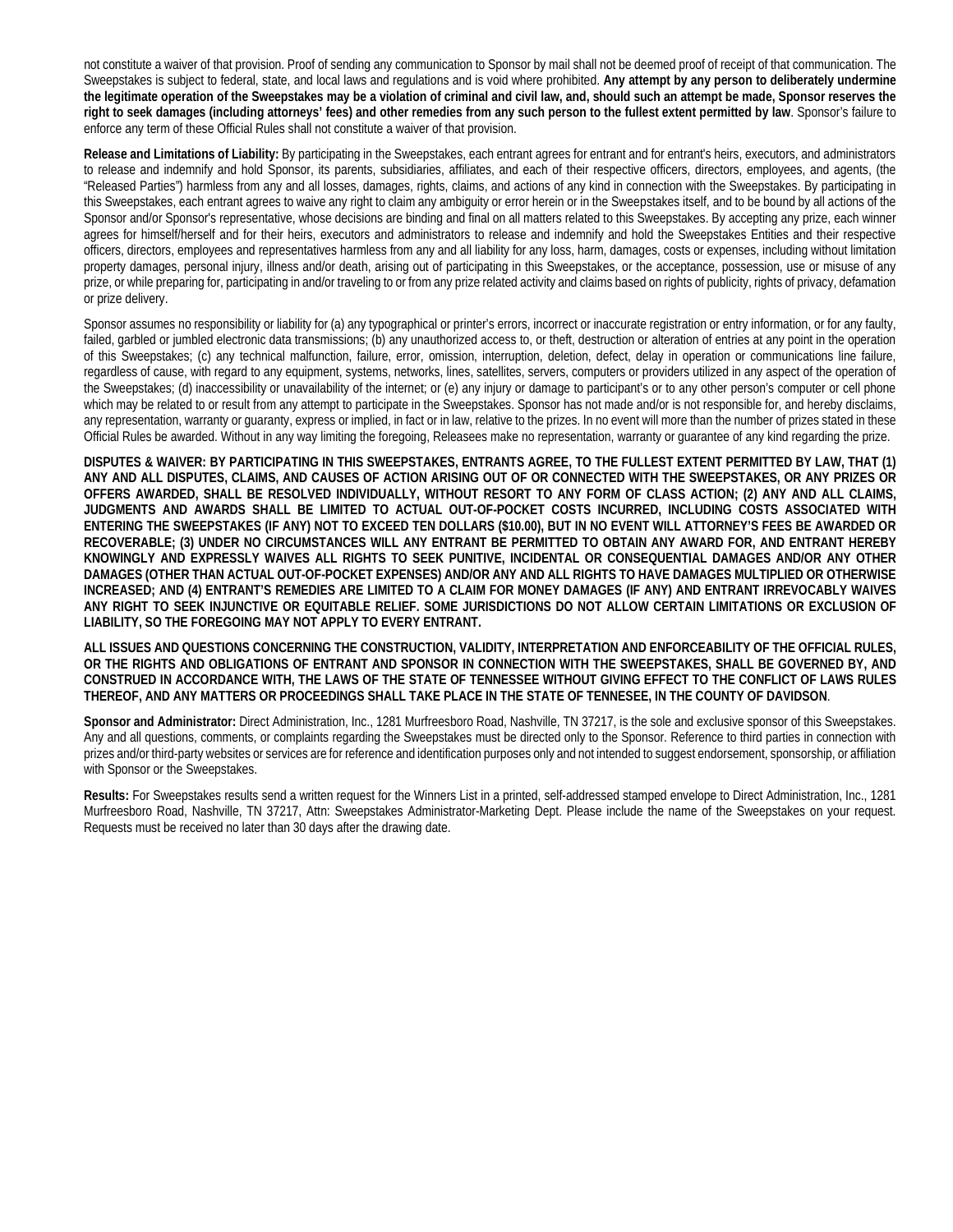not constitute a waiver of that provision. Proof of sending any communication to Sponsor by mail shall not be deemed proof of receipt of that communication. The Sweepstakes is subject to federal, state, and local laws and regulations and is void where prohibited. **Any attempt by any person to deliberately undermine the legitimate operation of the Sweepstakes may be a violation of criminal and civil law, and, should such an attempt be made, Sponsor reserves the right to seek damages (including attorneys' fees) and other remedies from any such person to the fullest extent permitted by law**. Sponsor's failure to enforce any term of these Official Rules shall not constitute a waiver of that provision.

**Release and Limitations of Liability:** By participating in the Sweepstakes, each entrant agrees for entrant and for entrant's heirs, executors, and administrators to release and indemnify and hold Sponsor, its parents, subsidiaries, affiliates, and each of their respective officers, directors, employees, and agents, (the "Released Parties") harmless from any and all losses, damages, rights, claims, and actions of any kind in connection with the Sweepstakes. By participating in this Sweepstakes, each entrant agrees to waive any right to claim any ambiguity or error herein or in the Sweepstakes itself, and to be bound by all actions of the Sponsor and/or Sponsor's representative, whose decisions are binding and final on all matters related to this Sweepstakes. By accepting any prize, each winner agrees for himself/herself and for their heirs, executors and administrators to release and indemnify and hold the Sweepstakes Entities and their respective officers, directors, employees and representatives harmless from any and all liability for any loss, harm, damages, costs or expenses, including without limitation property damages, personal injury, illness and/or death, arising out of participating in this Sweepstakes, or the acceptance, possession, use or misuse of any prize, or while preparing for, participating in and/or traveling to or from any prize related activity and claims based on rights of publicity, rights of privacy, defamation or prize delivery.

Sponsor assumes no responsibility or liability for (a) any typographical or printer's errors, incorrect or inaccurate registration or entry information, or for any faulty, failed, garbled or jumbled electronic data transmissions; (b) any unauthorized access to, or theft, destruction or alteration of entries at any point in the operation of this Sweepstakes; (c) any technical malfunction, failure, error, omission, interruption, deletion, defect, delay in operation or communications line failure, regardless of cause, with regard to any equipment, systems, networks, lines, satellites, servers, computers or providers utilized in any aspect of the operation of the Sweepstakes; (d) inaccessibility or unavailability of the internet; or (e) any injury or damage to participant's or to any other person's computer or cell phone which may be related to or result from any attempt to participate in the Sweepstakes. Sponsor has not made and/or is not responsible for, and hereby disclaims, any representation, warranty or guaranty, express or implied, in fact or in law, relative to the prizes. In no event will more than the number of prizes stated in these Official Rules be awarded. Without in any way limiting the foregoing, Releasees make no representation, warranty or guarantee of any kind regarding the prize.

**DISPUTES & WAIVER: BY PARTICIPATING IN THIS SWEEPSTAKES, ENTRANTS AGREE, TO THE FULLEST EXTENT PERMITTED BY LAW, THAT (1) ANY AND ALL DISPUTES, CLAIMS, AND CAUSES OF ACTION ARISING OUT OF OR CONNECTED WITH THE SWEEPSTAKES, OR ANY PRIZES OR OFFERS AWARDED, SHALL BE RESOLVED INDIVIDUALLY, WITHOUT RESORT TO ANY FORM OF CLASS ACTION; (2) ANY AND ALL CLAIMS, JUDGMENTS AND AWARDS SHALL BE LIMITED TO ACTUAL OUT-OF-POCKET COSTS INCURRED, INCLUDING COSTS ASSOCIATED WITH ENTERING THE SWEEPSTAKES (IF ANY) NOT TO EXCEED TEN DOLLARS ($10.00), BUT IN NO EVENT WILL ATTORNEY'S FEES BE AWARDED OR RECOVERABLE; (3) UNDER NO CIRCUMSTANCES WILL ANY ENTRANT BE PERMITTED TO OBTAIN ANY AWARD FOR, AND ENTRANT HEREBY KNOWINGLY AND EXPRESSLY WAIVES ALL RIGHTS TO SEEK PUNITIVE, INCIDENTAL OR CONSEQUENTIAL DAMAGES AND/OR ANY OTHER DAMAGES (OTHER THAN ACTUAL OUT-OF-POCKET EXPENSES) AND/OR ANY AND ALL RIGHTS TO HAVE DAMAGES MULTIPLIED OR OTHERWISE INCREASED; AND (4) ENTRANT'S REMEDIES ARE LIMITED TO A CLAIM FOR MONEY DAMAGES (IF ANY) AND ENTRANT IRREVOCABLY WAIVES ANY RIGHT TO SEEK INJUNCTIVE OR EQUITABLE RELIEF. SOME JURISDICTIONS DO NOT ALLOW CERTAIN LIMITATIONS OR EXCLUSION OF LIABILITY, SO THE FOREGOING MAY NOT APPLY TO EVERY ENTRANT.**

**ALL ISSUES AND QUESTIONS CONCERNING THE CONSTRUCTION, VALIDITY, INTERPRETATION AND ENFORCEABILITY OF THE OFFICIAL RULES, OR THE RIGHTS AND OBLIGATIONS OF ENTRANT AND SPONSOR IN CONNECTION WITH THE SWEEPSTAKES, SHALL BE GOVERNED BY, AND CONSTRUED IN ACCORDANCE WITH, THE LAWS OF THE STATE OF TENNESSEE WITHOUT GIVING EFFECT TO THE CONFLICT OF LAWS RULES THEREOF, AND ANY MATTERS OR PROCEEDINGS SHALL TAKE PLACE IN THE STATE OF TENNESEE, IN THE COUNTY OF DAVIDSON**.

**Sponsor and Administrator:** Direct Administration, Inc., 1281 Murfreesboro Road, Nashville, TN 37217, is the sole and exclusive sponsor of this Sweepstakes. Any and all questions, comments, or complaints regarding the Sweepstakes must be directed only to the Sponsor. Reference to third parties in connection with prizes and/or third-party websites or services are for reference and identification purposes only and not intended to suggest endorsement, sponsorship, or affiliation with Sponsor or the Sweepstakes.

**Results:** For Sweepstakes results send a written request for the Winners List in a printed, self-addressed stamped envelope to Direct Administration, Inc., 1281 Murfreesboro Road, Nashville, TN 37217, Attn: Sweepstakes Administrator-Marketing Dept. Please include the name of the Sweepstakes on your request. Requests must be received no later than 30 days after the drawing date.